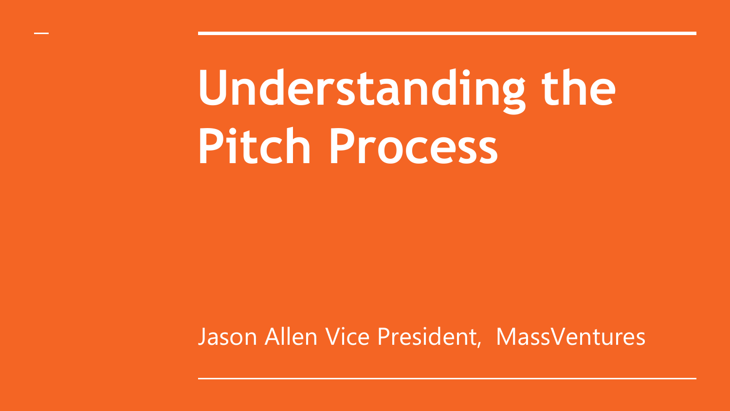# Understanding the Pitch Process

Jason Allen Vice President, MassVentures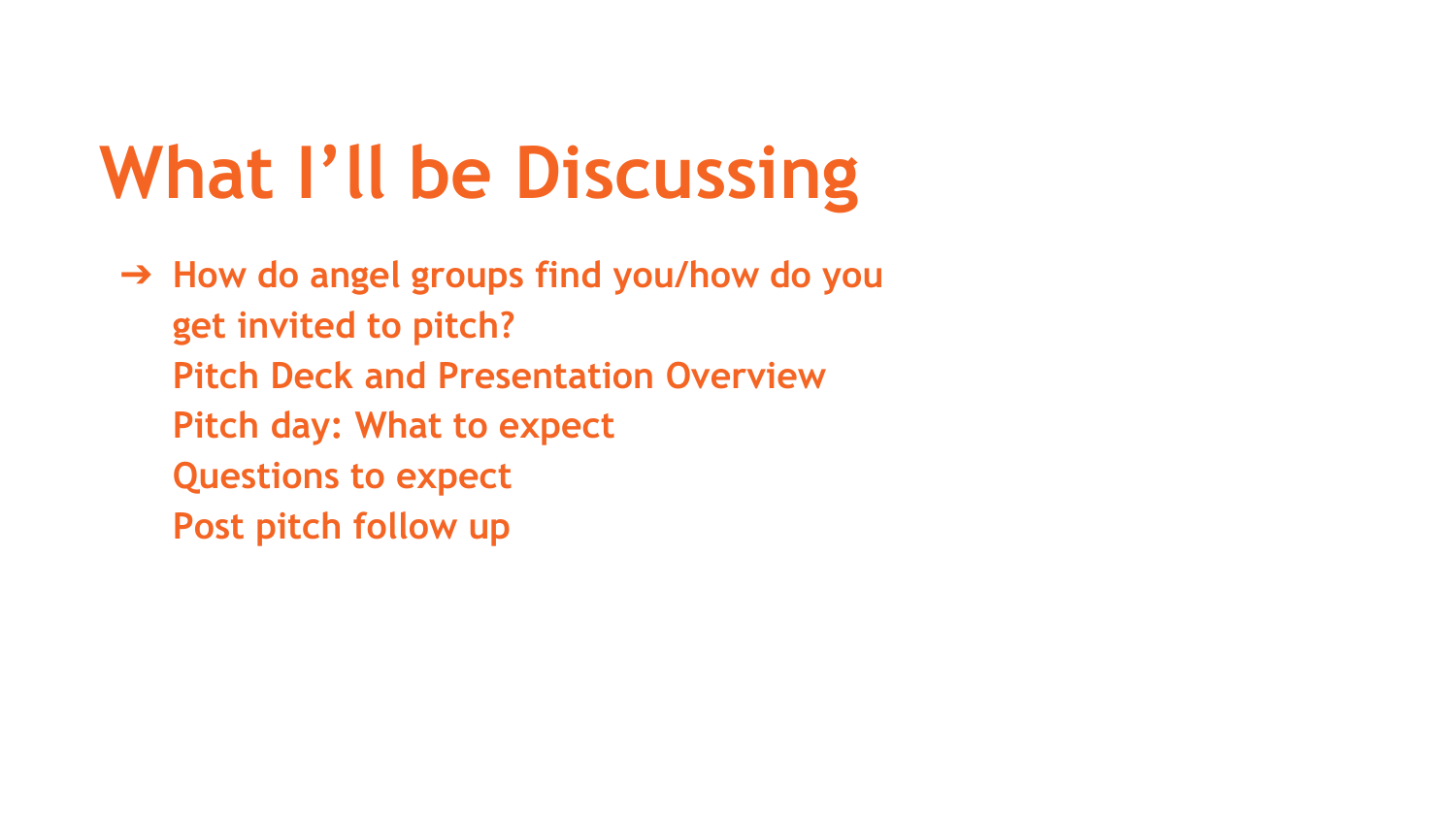# What I'll be Discussing

- How do angel groups find you/how do you get invited to pitch?
  Pitch Deck and Presentation Overview
  Pitch day: What to expect
  Questions to expect
  Post pitch follow up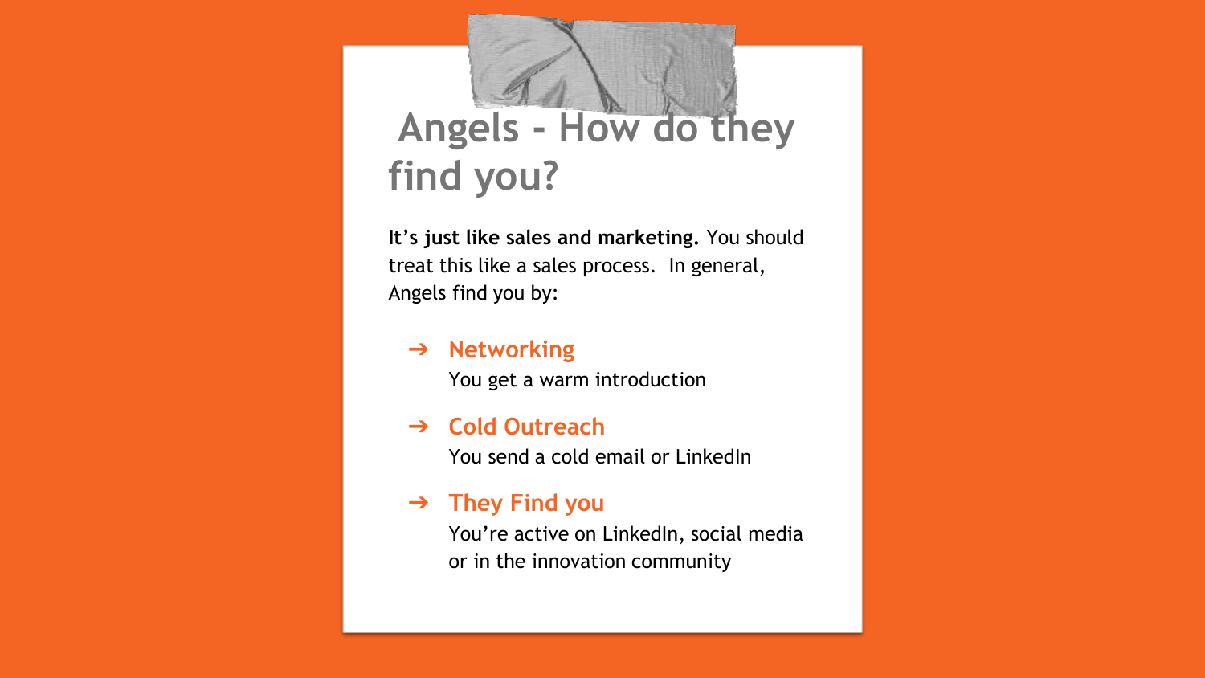# Angels - How do they find you?

**It's just like sales and marketing.** You should treat this like a sales process. In general, Angels find you by:

- **Networking**
  You get a warm introduction
- **Cold Outreach**
  You send a cold email or LinkedIn
- **They Find you**
  You're active on LinkedIn, social media or in the innovation community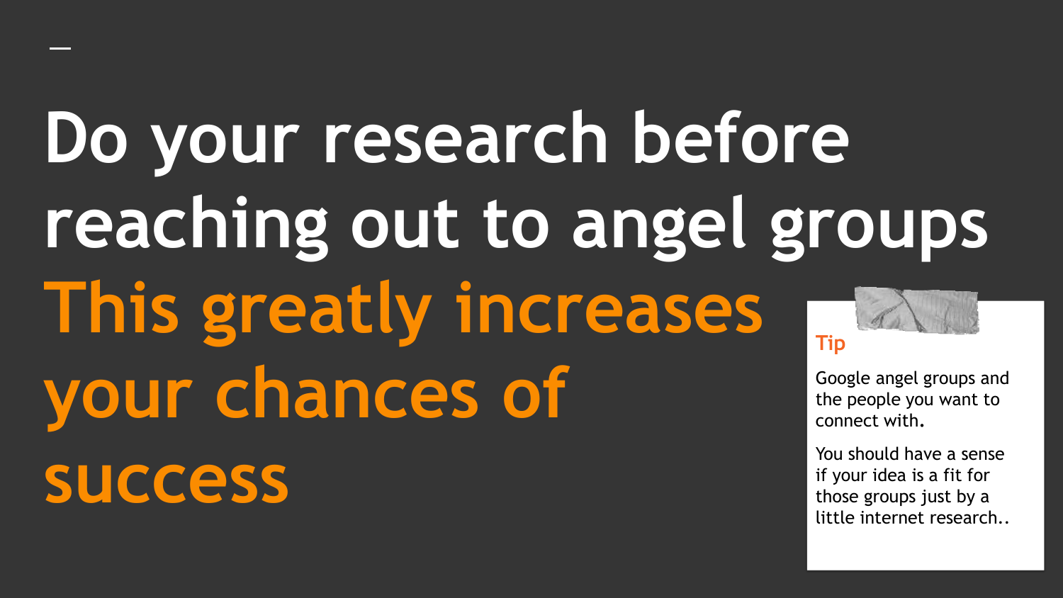# Do your research before reaching out to angel groups

## This greatly increases your chances of success

**Tip**

Google angel groups and the people you want to connect with.

You should have a sense if your idea is a fit for those groups just by a little internet research..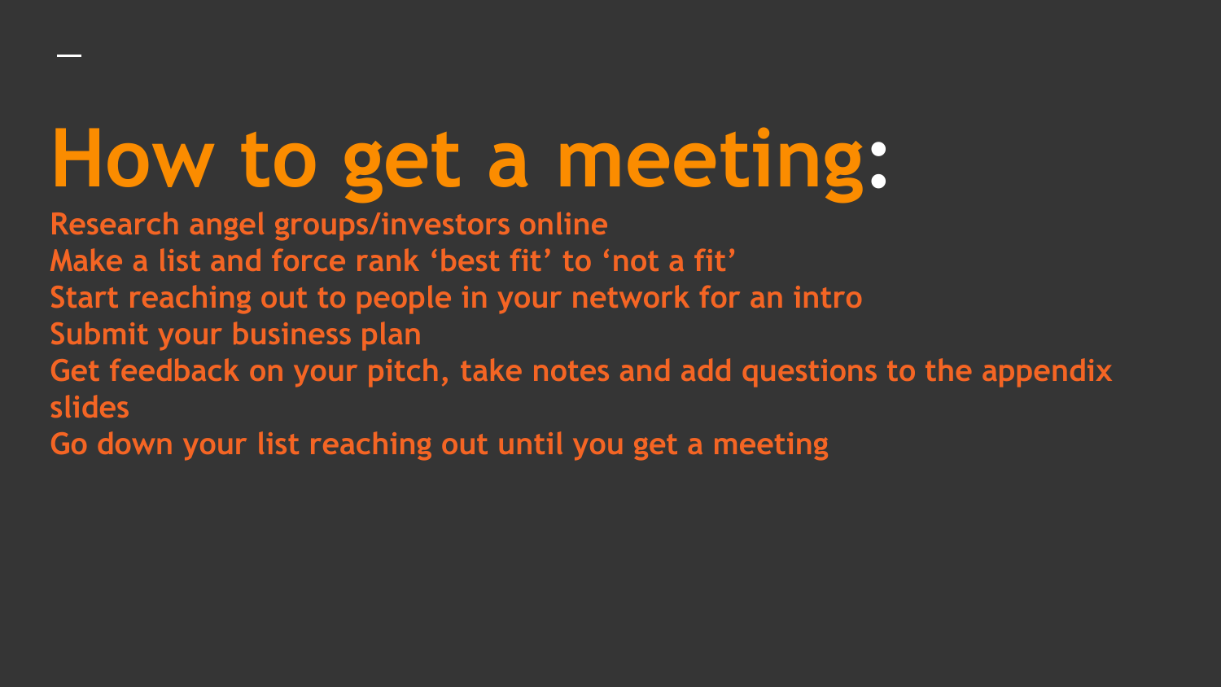# How to get a meeting:

Research angel groups/investors online
Make a list and force rank ‘best fit’ to ‘not a fit’
Start reaching out to people in your network for an intro
Submit your business plan
Get feedback on your pitch, take notes and add questions to the appendix slides
Go down your list reaching out until you get a meeting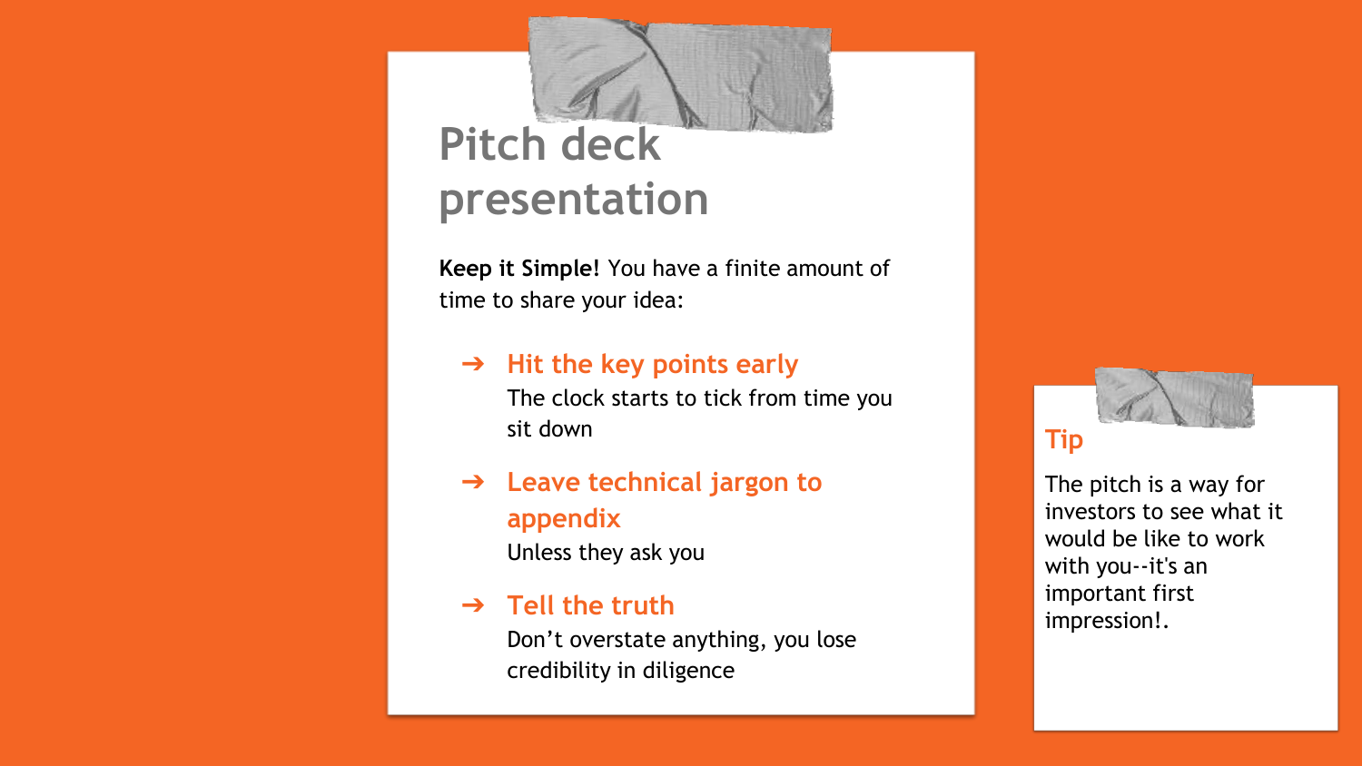# Pitch deck presentation

**Keep it Simple!** You have a finite amount of time to share your idea:

- **Hit the key points early**
  The clock starts to tick from time you sit down
- **Leave technical jargon to appendix**
  Unless they ask you
- **Tell the truth**
  Don’t overstate anything, you lose credibility in diligence

## Tip

The pitch is a way for investors to see what it would be like to work with you--it's an important first impression!.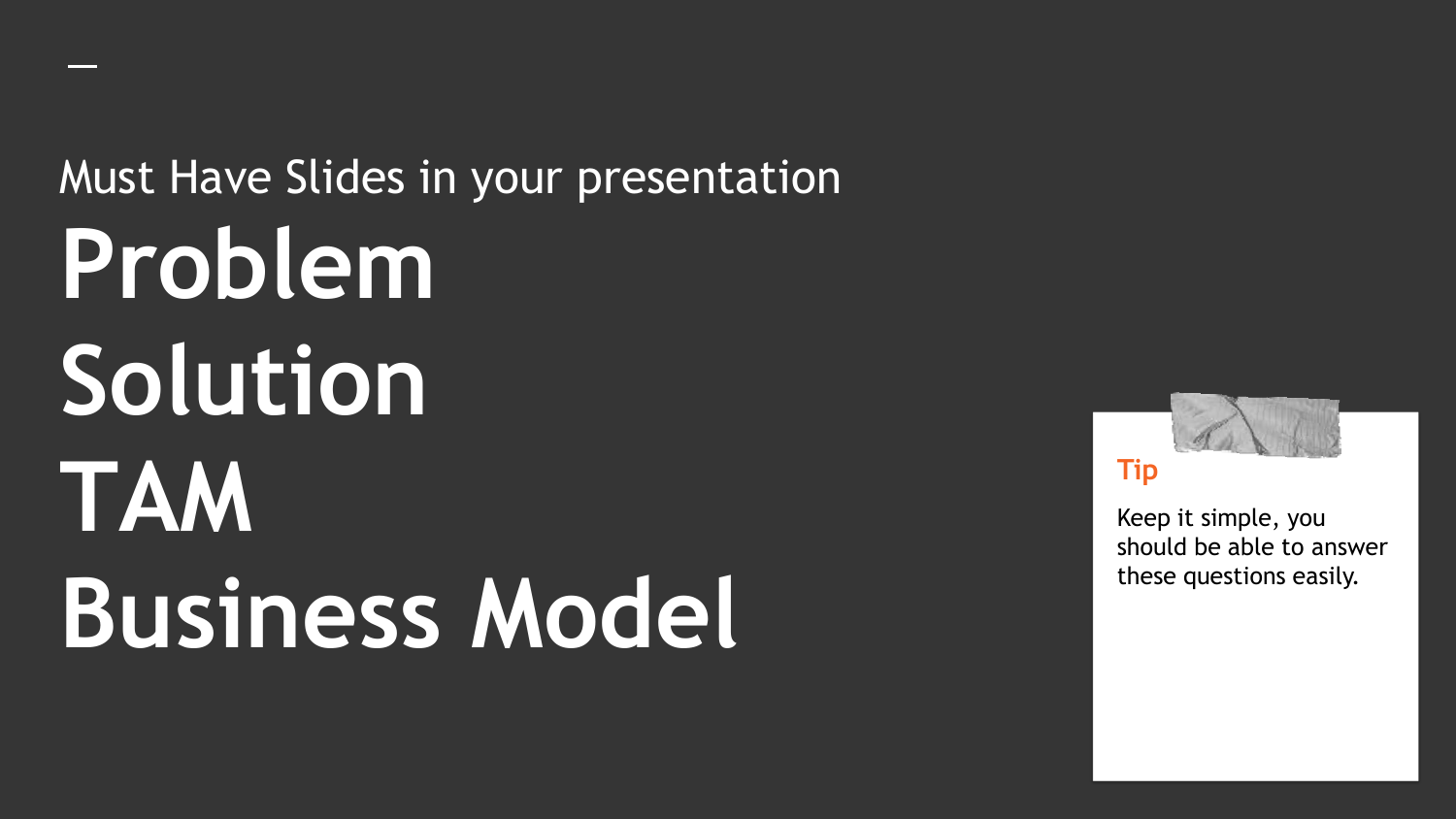Must Have Slides in your presentation

# Problem
# Solution
# TAM
# Business Model

**Tip**

Keep it simple, you should be able to answer these questions easily.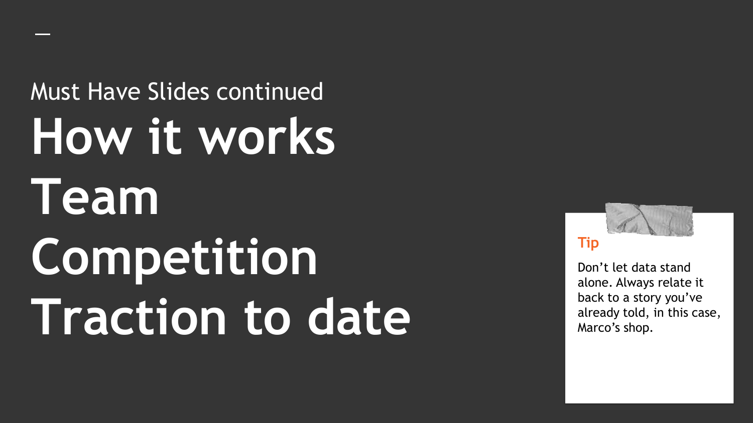Must Have Slides continued

# How it works
# Team
# Competition
# Traction to date

**Tip**

Don't let data stand alone. Always relate it back to a story you've already told, in this case, Marco's shop.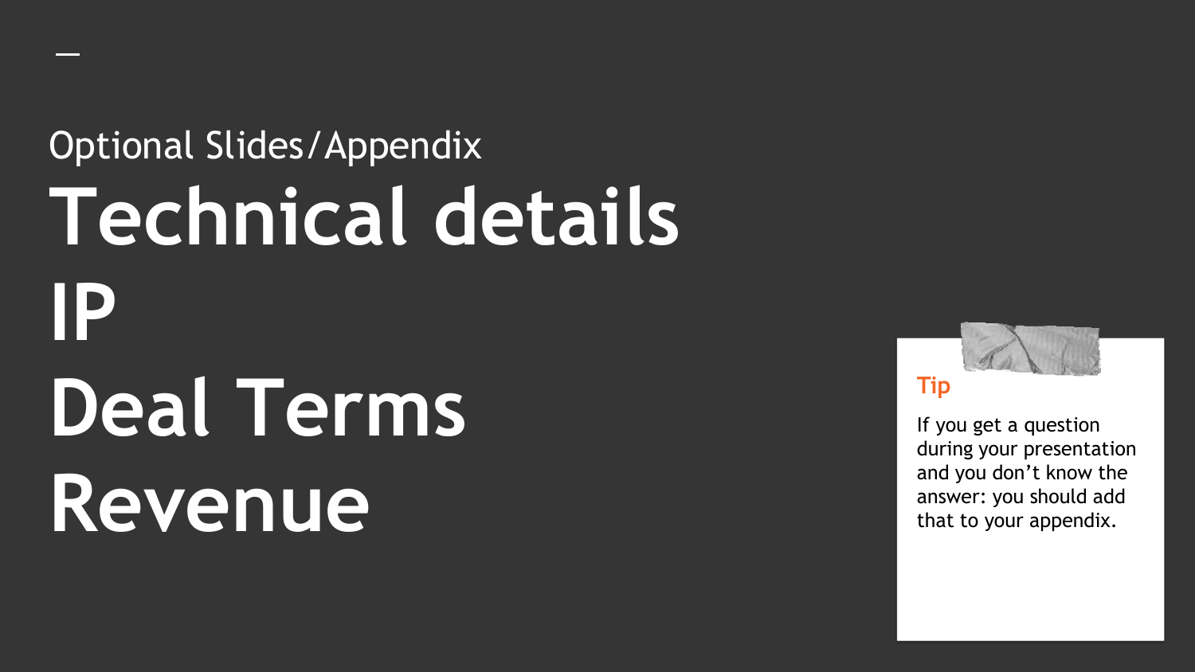Optional Slides/Appendix

# Technical details
# IP
# Deal Terms
# Revenue

**Tip**

If you get a question during your presentation and you don't know the answer: you should add that to your appendix.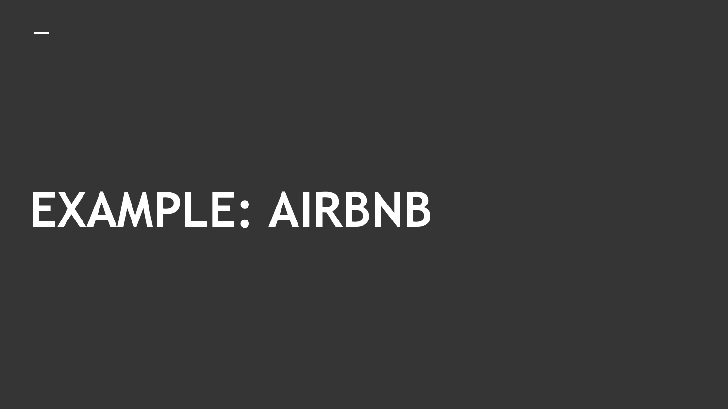# EXAMPLE: AIRBNB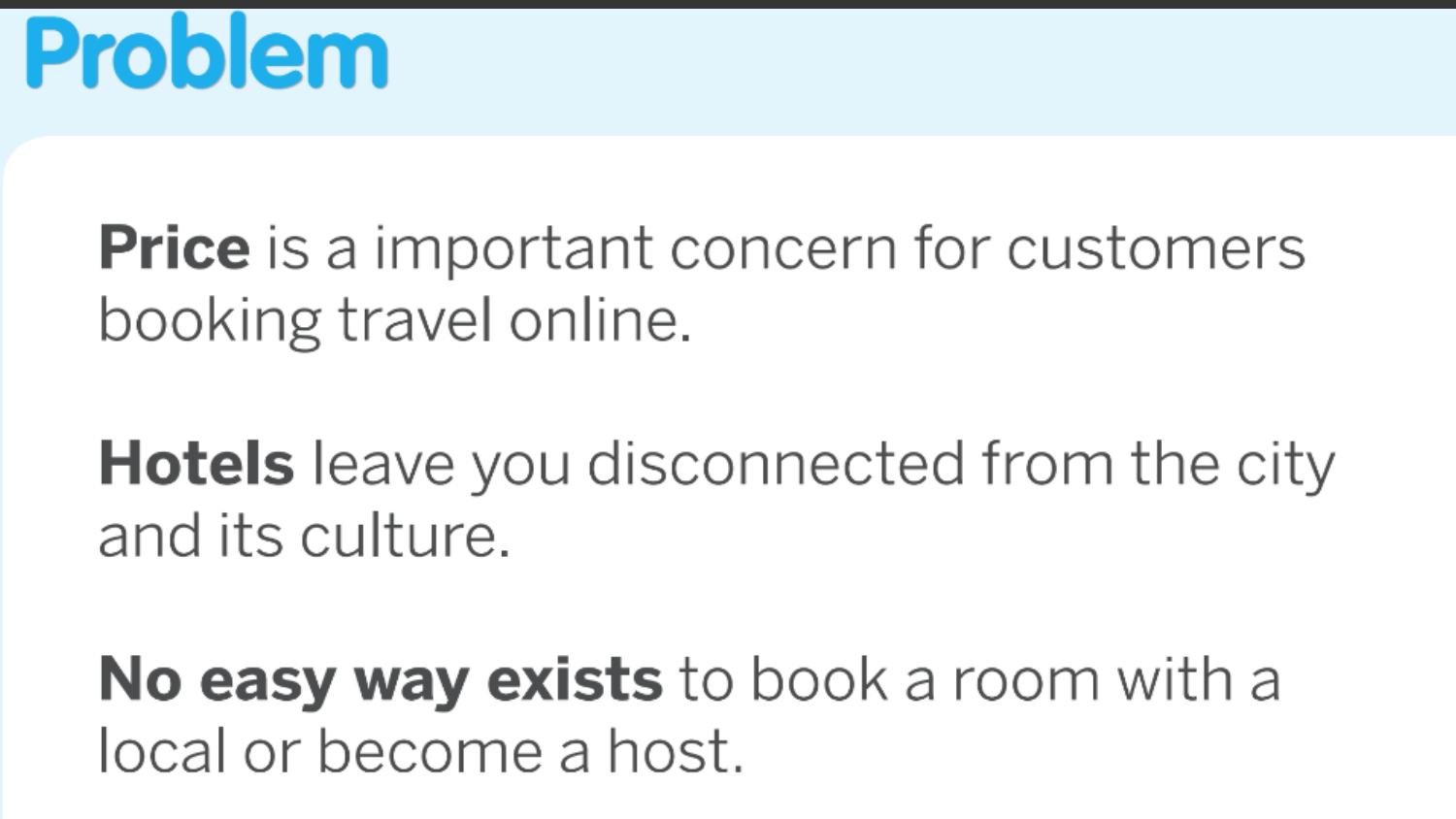# Problem

**Price** is a important concern for customers booking travel online.

**Hotels** leave you disconnected from the city and its culture.

**No easy way exists** to book a room with a local or become a host.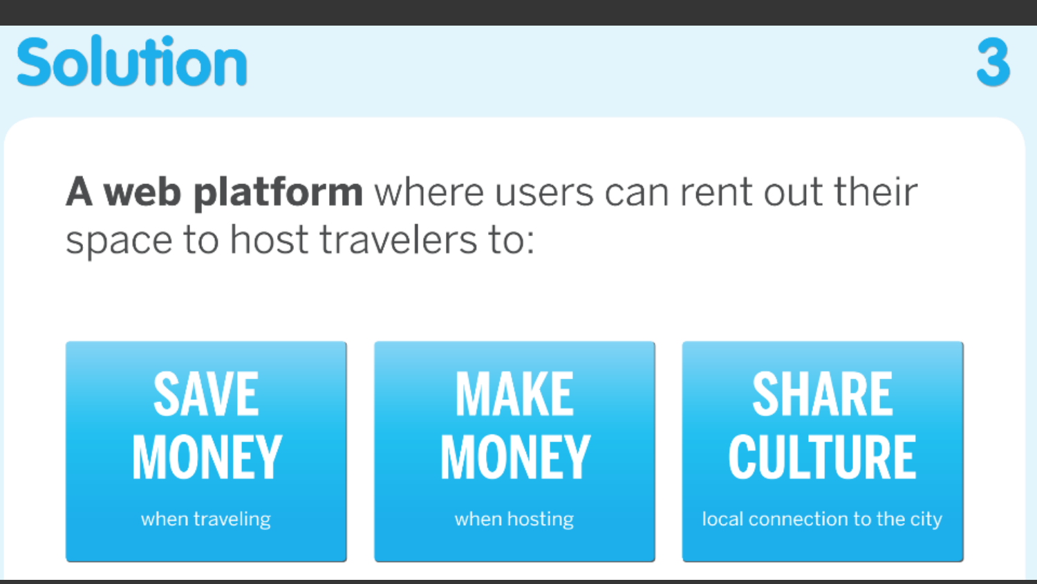# Solution

**A web platform** where users can rent out their space to host travelers to:

**SAVE MONEY**
when traveling

**MAKE MONEY**
when hosting

**SHARE CULTURE**
local connection to the city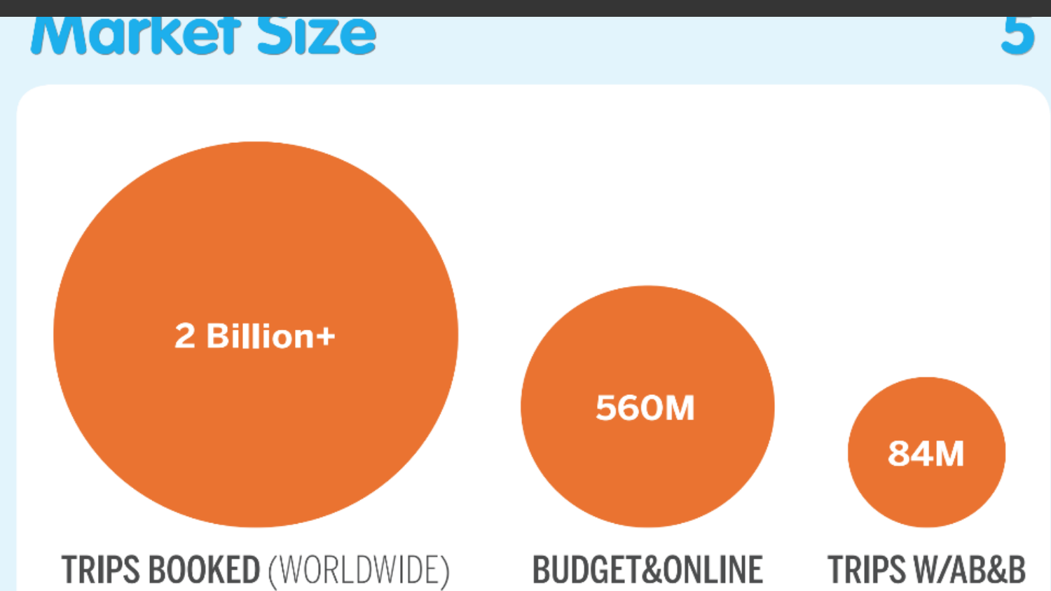# Market Size

**2 Billion+**

TRIPS BOOKED (WORLDWIDE)

**560M**

BUDGET&ONLINE

**84M**

TRIPS W/AB&B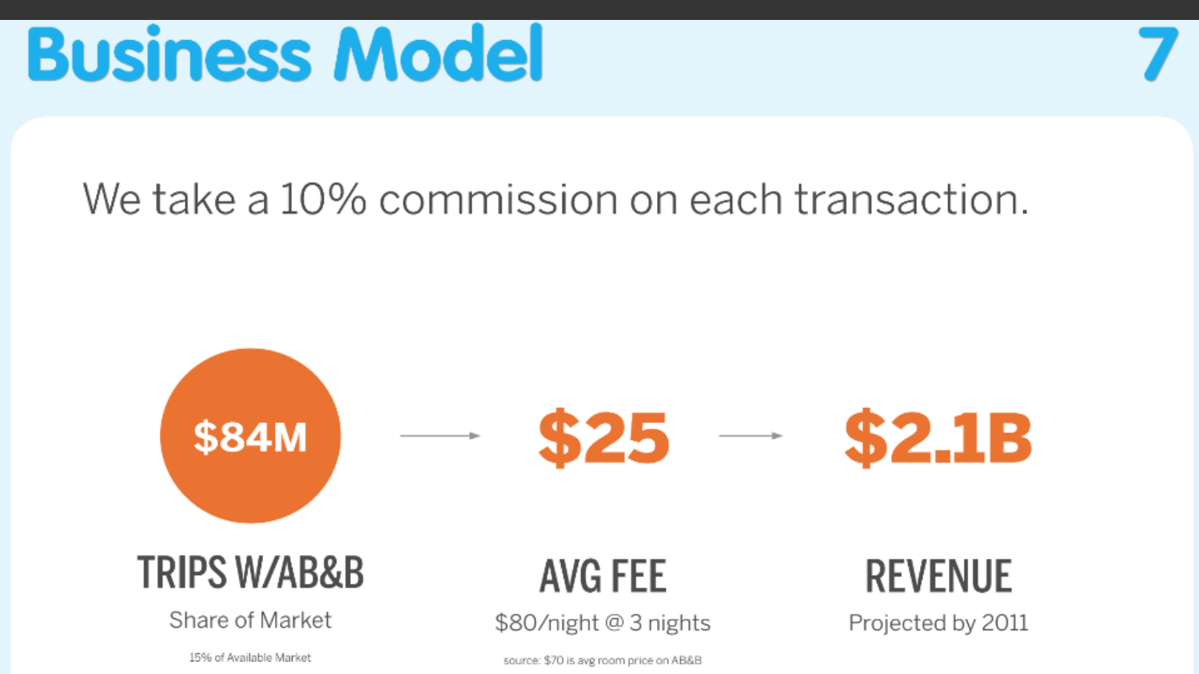# Business Model

We take a 10% commission on each transaction.

**$84M** → **$25** → **$2.1B**

| TRIPS W/AB&B | AVG FEE | REVENUE |
| --- | --- | --- |
| Share of Market | $80/night @ 3 nights | Projected by 2011 |
| 15% of Available Market | source: $70 is avg room price on AB&B | |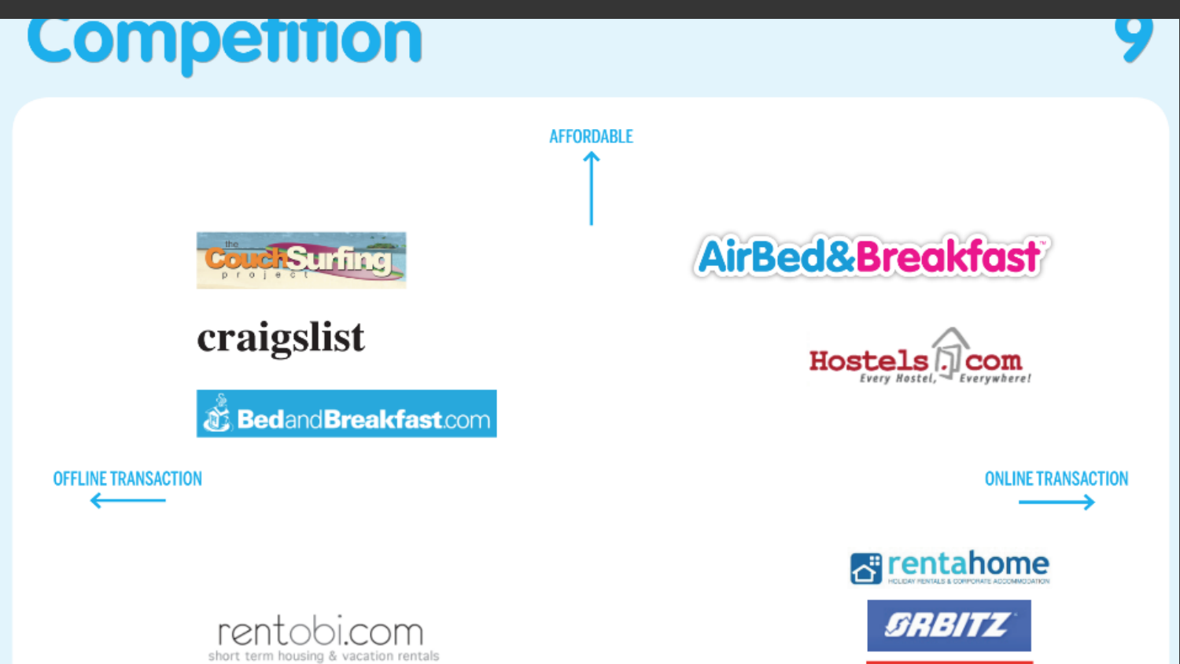# Competition

AFFORDABLE

The Couch Surfing project

craigslist

BedandBreakfast.com

AirBed&Breakfast

Hostels.com Every Hostel, Everywhere!

OFFLINE TRANSACTION

ONLINE TRANSACTION

rentahome HOLIDAY RENTALS & CORPORATE ACCOMMODATION

rentobi.com short term housing & vacation rentals

ORBITZ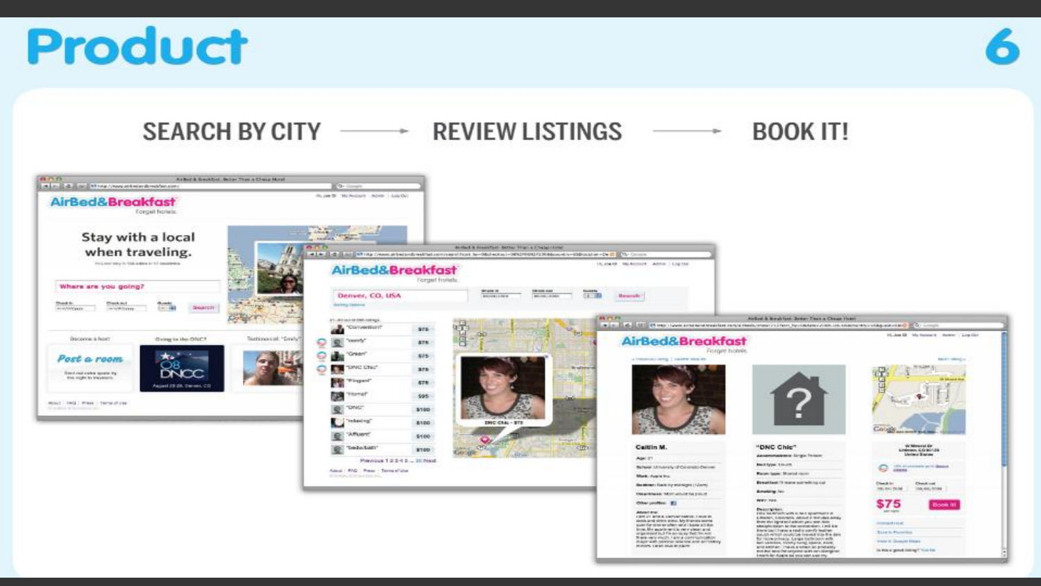# Product

SEARCH BY CITY → REVIEW LISTINGS → BOOK IT!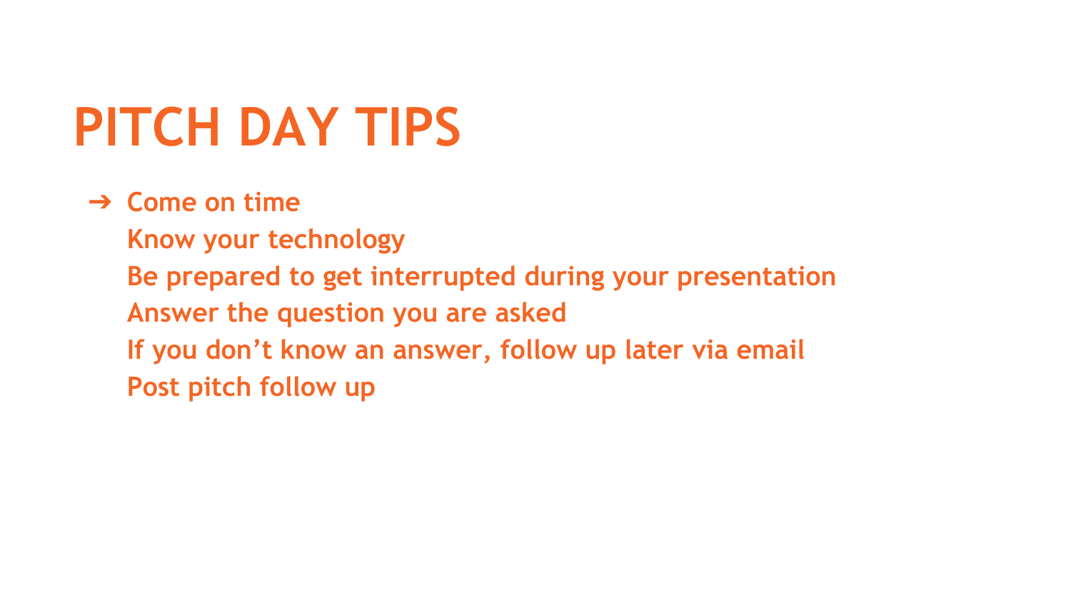# PITCH DAY TIPS

- Come on time
  Know your technology
  Be prepared to get interrupted during your presentation
  Answer the question you are asked
  If you don't know an answer, follow up later via email
  Post pitch follow up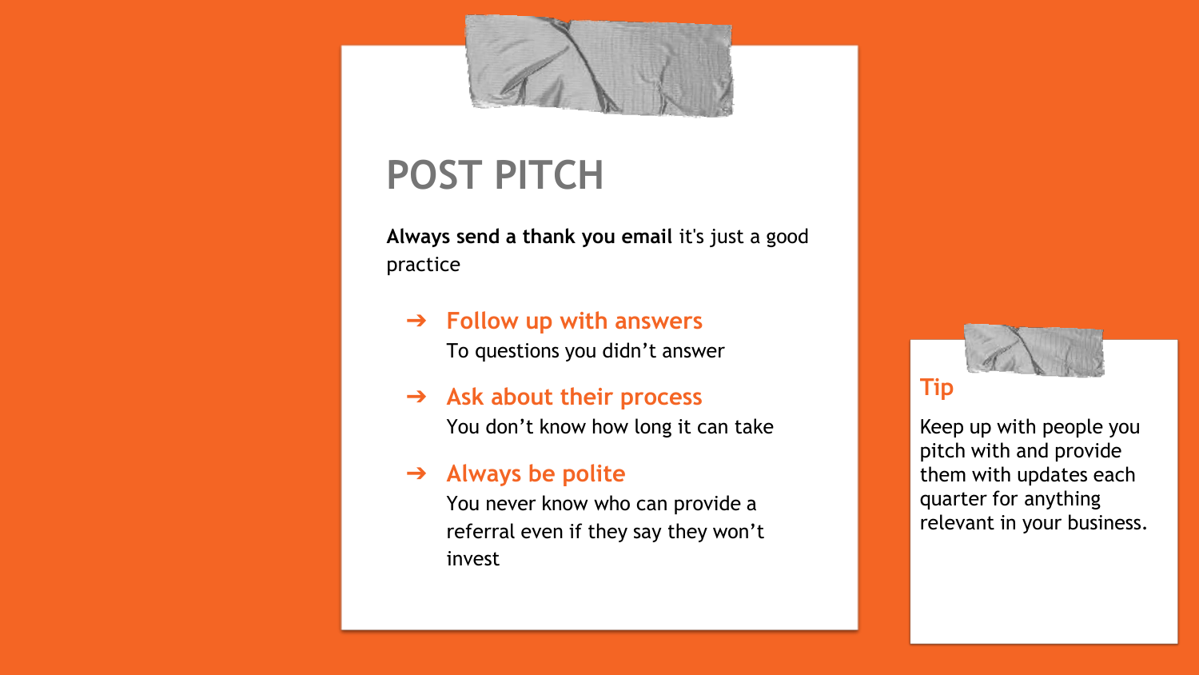# POST PITCH

**Always send a thank you email** it's just a good practice

- **Follow up with answers**
  To questions you didn't answer
- **Ask about their process**
  You don't know how long it can take
- **Always be polite**
  You never know who can provide a referral even if they say they won't invest

### Tip

Keep up with people you pitch with and provide them with updates each quarter for anything relevant in your business.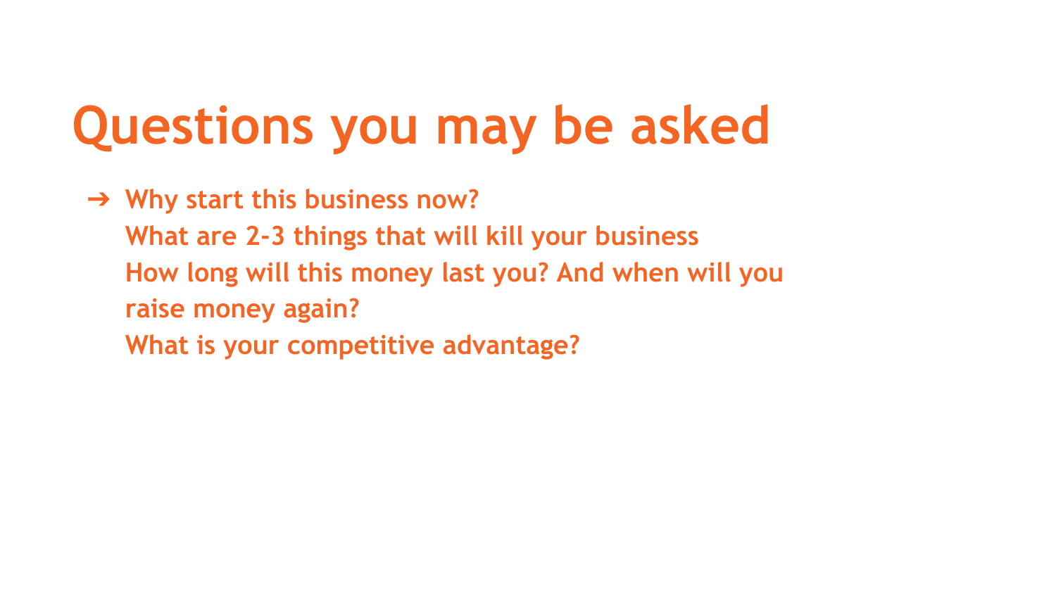# Questions you may be asked

- Why start this business now?
  What are 2-3 things that will kill your business
  How long will this money last you? And when will you raise money again?
  What is your competitive advantage?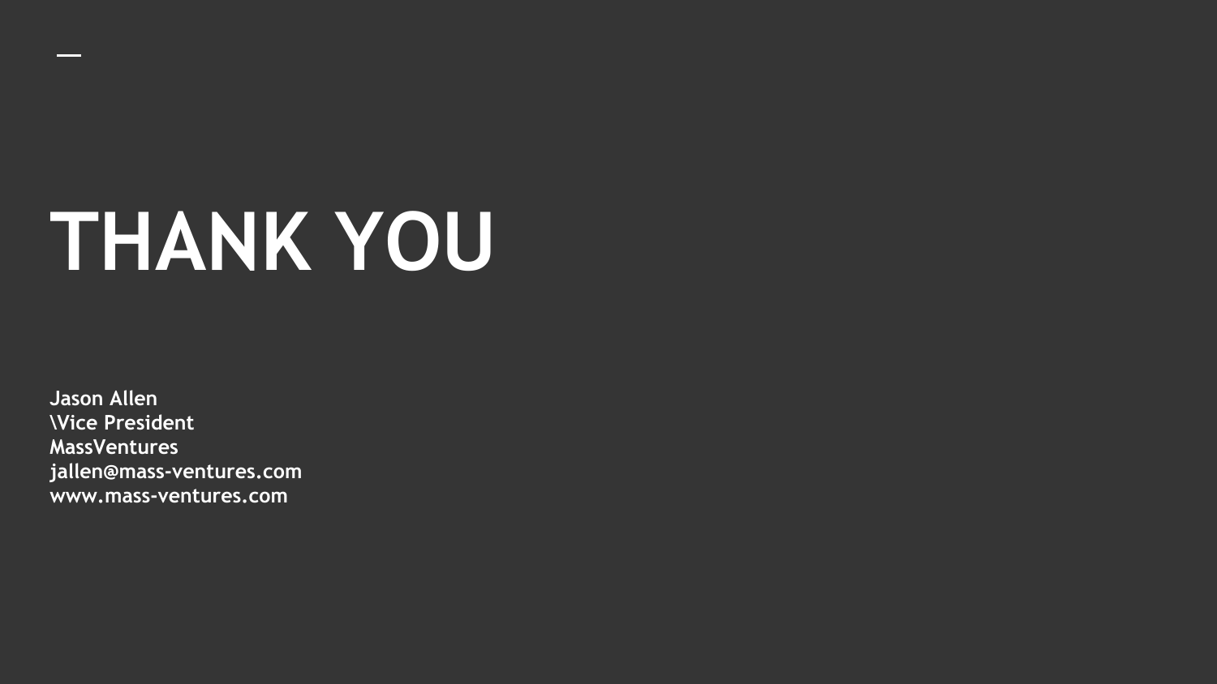# THANK YOU

**Jason Allen**
**\Vice President**
**MassVentures**
**jallen@mass-ventures.com**
**www.mass-ventures.com**